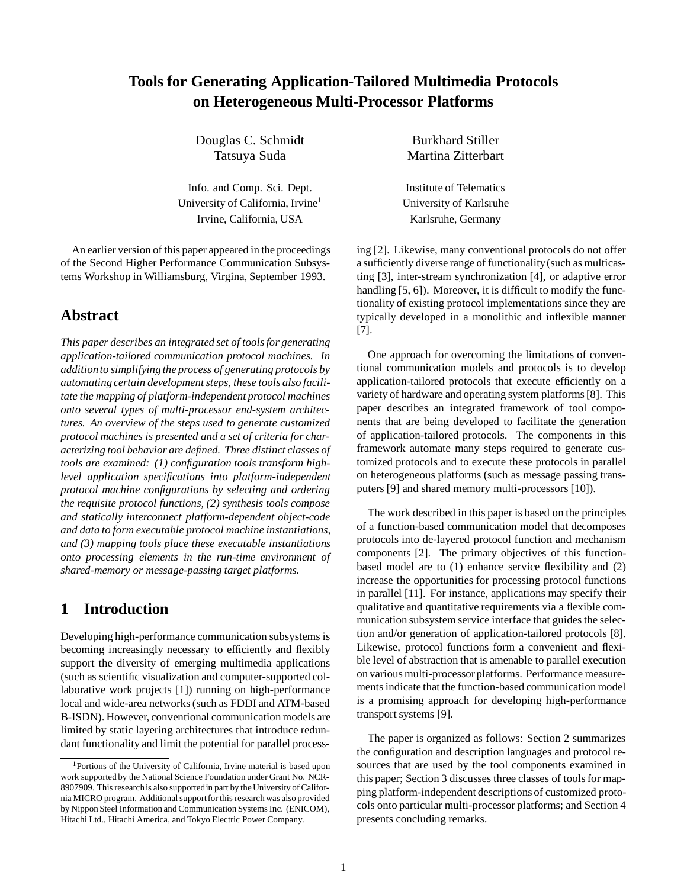# Tools for Generating Application-Tailored Multimedia Protocols on Heterogeneous Multi-Processor Platforms

Douglas C. Schmidt
Tatsuya Suda

Info. and Comp. Sci. Dept.
University of California, Irvine[1]
Irvine, California, USA

Burkhard Stiller
Martina Zitterbart

Institute of Telematics
University of Karlsruhe
Karlsruhe, Germany

An earlier version of this paper appeared in the proceedings of the Second Higher Performance Communication Subsystems Workshop in Williamsburg, Virgina, September 1993.

## Abstract

*This paper describes an integrated set of tools for generating application-tailored communication protocol machines. In addition to simplifying the process of generating protocols by automating certain development steps, these tools also facilitate the mapping of platform-independent protocol machines onto several types of multi-processor end-system architectures. An overview of the steps used to generate customized protocol machines is presented and a set of criteria for characterizing tool behavior are defined. Three distinct classes of tools are examined: (1) configuration tools transform high-level application specifications into platform-independent protocol machine configurations by selecting and ordering the requisite protocol functions, (2) synthesis tools compose and statically interconnect platform-dependent object-code and data to form executable protocol machine instantiations, and (3) mapping tools place these executable instantiations onto processing elements in the run-time environment of shared-memory or message-passing target platforms.*

## 1 Introduction

Developing high-performance communication subsystems is becoming increasingly necessary to efficiently and flexibly support the diversity of emerging multimedia applications (such as scientific visualization and computer-supported collaborative work projects [1]) running on high-performance local and wide-area networks (such as FDDI and ATM-based B-ISDN). However, conventional communication models are limited by static layering architectures that introduce redundant functionality and limit the potential for parallel processing [2]. Likewise, many conventional protocols do not offer a sufficiently diverse range of functionality (such as multicasting [3], inter-stream synchronization [4], or adaptive error handling [5, 6]). Moreover, it is difficult to modify the functionality of existing protocol implementations since they are typically developed in a monolithic and inflexible manner [7].

One approach for overcoming the limitations of conventional communication models and protocols is to develop application-tailored protocols that execute efficiently on a variety of hardware and operating system platforms [8]. This paper describes an integrated framework of tool components that are being developed to facilitate the generation of application-tailored protocols. The components in this framework automate many steps required to generate customized protocols and to execute these protocols in parallel on heterogeneous platforms (such as message passing transputers [9] and shared memory multi-processors [10]).

The work described in this paper is based on the principles of a function-based communication model that decomposes protocols into de-layered protocol function and mechanism components [2]. The primary objectives of this function-based model are to (1) enhance service flexibility and (2) increase the opportunities for processing protocol functions in parallel [11]. For instance, applications may specify their qualitative and quantitative requirements via a flexible communication subsystem service interface that guides the selection and/or generation of application-tailored protocols [8]. Likewise, protocol functions form a convenient and flexible level of abstraction that is amenable to parallel execution on various multi-processor platforms. Performance measurements indicate that the function-based communication model is a promising approach for developing high-performance transport systems [9].

The paper is organized as follows: Section 2 summarizes the configuration and description languages and protocol resources that are used by the tool components examined in this paper; Section 3 discusses three classes of tools for mapping platform-independent descriptions of customized protocols onto particular multi-processor platforms; and Section 4 presents concluding remarks.

[1] Portions of the University of California, Irvine material is based upon work supported by the National Science Foundation under Grant No. NCR-8907909. This research is also supported in part by the University of California MICRO program. Additional support for this research was also provided by Nippon Steel Information and Communication Systems Inc. (ENICOM), Hitachi Ltd., Hitachi America, and Tokyo Electric Power Company.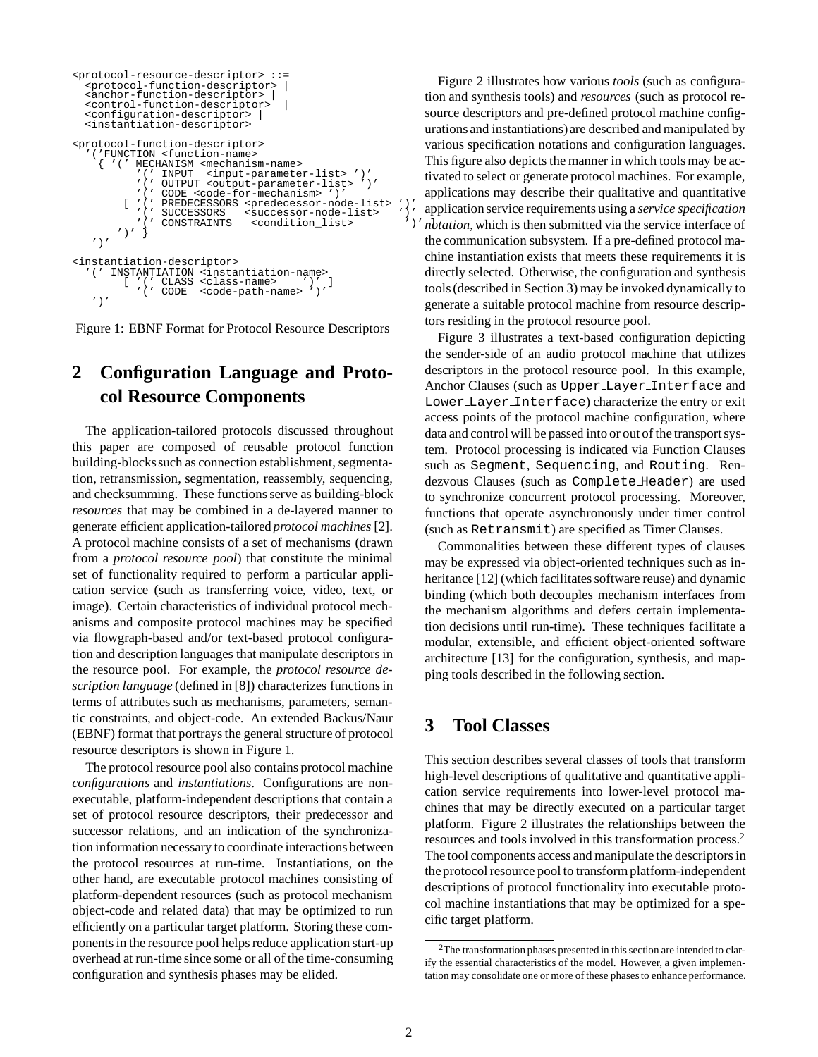```
<protocol-resource-descriptor> ::=
  <protocol-function-descriptor> |
  <anchor-function-descriptor> |
  <control-function-descriptor>  |
  <configuration-descriptor> |
  <instantiation-descriptor>

<protocol-function-descriptor>
  '('FUNCTION <function-name>
    { '(' MECHANISM <mechanism-name>
          '(' INPUT  <input-parameter-list> ')'
          '(' OUTPUT <output-parameter-list> ')'
          '(' CODE <code-for-mechanism> ')'
        [ '(' PREDECESSORS <predecessor-node-list> ')'
          '(' SUCCESSORS   <successor-node-list>   ')'
          '(' CONSTRAINTS   <condition_list>        ')' ]
      ')' }
   ')'

<instantiation-descriptor>
  '(' INSTANTIATION <instantiation-name>
        [ '(' CLASS <class-name>    ')' ]
          '(' CODE  <code-path-name> ')'
   ')'
```

Figure 1: EBNF Format for Protocol Resource Descriptors

## 2 Configuration Language and Protocol Resource Components

The application-tailored protocols discussed throughout this paper are composed of reusable protocol function building-blocks such as connection establishment, segmentation, retransmission, segmentation, reassembly, sequencing, and checksumming. These functions serve as building-block *resources* that may be combined in a de-layered manner to generate efficient application-tailored *protocol machines* [2]. A protocol machine consists of a set of mechanisms (drawn from a *protocol resource pool*) that constitute the minimal set of functionality required to perform a particular application service (such as transferring voice, video, text, or image). Certain characteristics of individual protocol mechanisms and composite protocol machines may be specified via flowgraph-based and/or text-based protocol configuration and description languages that manipulate descriptors in the resource pool. For example, the *protocol resource description language* (defined in [8]) characterizes functions in terms of attributes such as mechanisms, parameters, semantic constraints, and object-code. An extended Backus/Naur (EBNF) format that portrays the general structure of protocol resource descriptors is shown in Figure 1.

The protocol resource pool also contains protocol machine *configurations* and *instantiations*. Configurations are non-executable, platform-independent descriptions that contain a set of protocol resource descriptors, their predecessor and successor relations, and an indication of the synchronization information necessary to coordinate interactions between the protocol resources at run-time. Instantiations, on the other hand, are executable protocol machines consisting of platform-dependent resources (such as protocol mechanism object-code and related data) that may be optimized to run efficiently on a particular target platform. Storing these components in the resource pool helps reduce application start-up overhead at run-time since some or all of the time-consuming configuration and synthesis phases may be elided.

Figure 2 illustrates how various *tools* (such as configuration and synthesis tools) and *resources* (such as protocol resource descriptors and pre-defined protocol machine configurations and instantiations) are described and manipulated by various specification notations and configuration languages. This figure also depicts the manner in which tools may be activated to select or generate protocol machines. For example, applications may describe their qualitative and quantitative application service requirements using a *service specification notation*, which is then submitted via the service interface of the communication subsystem. If a pre-defined protocol machine instantiation exists that meets these requirements it is directly selected. Otherwise, the configuration and synthesis tools (described in Section 3) may be invoked dynamically to generate a suitable protocol machine from resource descriptors residing in the protocol resource pool.

Figure 3 illustrates a text-based configuration depicting the sender-side of an audio protocol machine that utilizes descriptors in the protocol resource pool. In this example, Anchor Clauses (such as `Upper_Layer_Interface` and `Lower_Layer_Interface`) characterize the entry or exit access points of the protocol machine configuration, where data and control will be passed into or out of the transport system. Protocol processing is indicated via Function Clauses such as `Segment`, `Sequencing`, and `Routing`. Rendezvous Clauses (such as `Complete_Header`) are used to synchronize concurrent protocol processing. Moreover, functions that operate asynchronously under timer control (such as `Retransmit`) are specified as Timer Clauses.

Commonalities between these different types of clauses may be expressed via object-oriented techniques such as inheritance [12] (which facilitates software reuse) and dynamic binding (which both decouples mechanism interfaces from the mechanism algorithms and defers certain implementation decisions until run-time). These techniques facilitate a modular, extensible, and efficient object-oriented software architecture [13] for the configuration, synthesis, and mapping tools described in the following section.

## 3 Tool Classes

This section describes several classes of tools that transform high-level descriptions of qualitative and quantitative application service requirements into lower-level protocol machines that may be directly executed on a particular target platform. Figure 2 illustrates the relationships between the resources and tools involved in this transformation process.[2] The tool components access and manipulate the descriptors in the protocol resource pool to transform platform-independent descriptions of protocol functionality into executable protocol machine instantiations that may be optimized for a specific target platform.

[2] The transformation phases presented in this section are intended to clarify the essential characteristics of the model. However, a given implementation may consolidate one or more of these phases to enhance performance.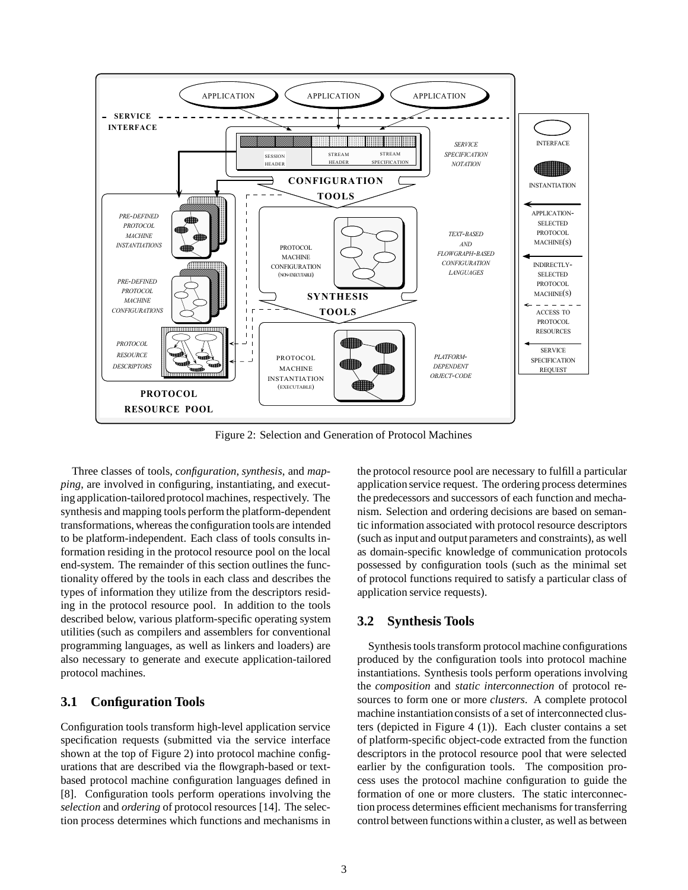Figure 2: Selection and Generation of Protocol Machines

Three classes of tools, *configuration*, *synthesis*, and *mapping*, are involved in configuring, instantiating, and executing application-tailored protocol machines, respectively. The synthesis and mapping tools perform the platform-dependent transformations, whereas the configuration tools are intended to be platform-independent. Each class of tools consults information residing in the protocol resource pool on the local end-system. The remainder of this section outlines the functionality offered by the tools in each class and describes the types of information they utilize from the descriptors residing in the protocol resource pool. In addition to the tools described below, various platform-specific operating system utilities (such as compilers and assemblers for conventional programming languages, as well as linkers and loaders) are also necessary to generate and execute application-tailored protocol machines.

## 3.1 Configuration Tools

Configuration tools transform high-level application service specification requests (submitted via the service interface shown at the top of Figure 2) into protocol machine configurations that are described via the flowgraph-based or text-based protocol machine configuration languages defined in [8]. Configuration tools perform operations involving the *selection* and *ordering* of protocol resources [14]. The selection process determines which functions and mechanisms in the protocol resource pool are necessary to fulfill a particular application service request. The ordering process determines the predecessors and successors of each function and mechanism. Selection and ordering decisions are based on semantic information associated with protocol resource descriptors (such as input and output parameters and constraints), as well as domain-specific knowledge of communication protocols possessed by configuration tools (such as the minimal set of protocol functions required to satisfy a particular class of application service requests).

## 3.2 Synthesis Tools

Synthesis tools transform protocol machine configurations produced by the configuration tools into protocol machine instantiations. Synthesis tools perform operations involving the *composition* and *static interconnection* of protocol resources to form one or more *clusters*. A complete protocol machine instantiation consists of a set of interconnected clusters (depicted in Figure 4 (1)). Each cluster contains a set of platform-specific object-code extracted from the function descriptors in the protocol resource pool that were selected earlier by the configuration tools. The composition process uses the protocol machine configuration to guide the formation of one or more clusters. The static interconnection process determines efficient mechanisms for transferring control between functions within a cluster, as well as between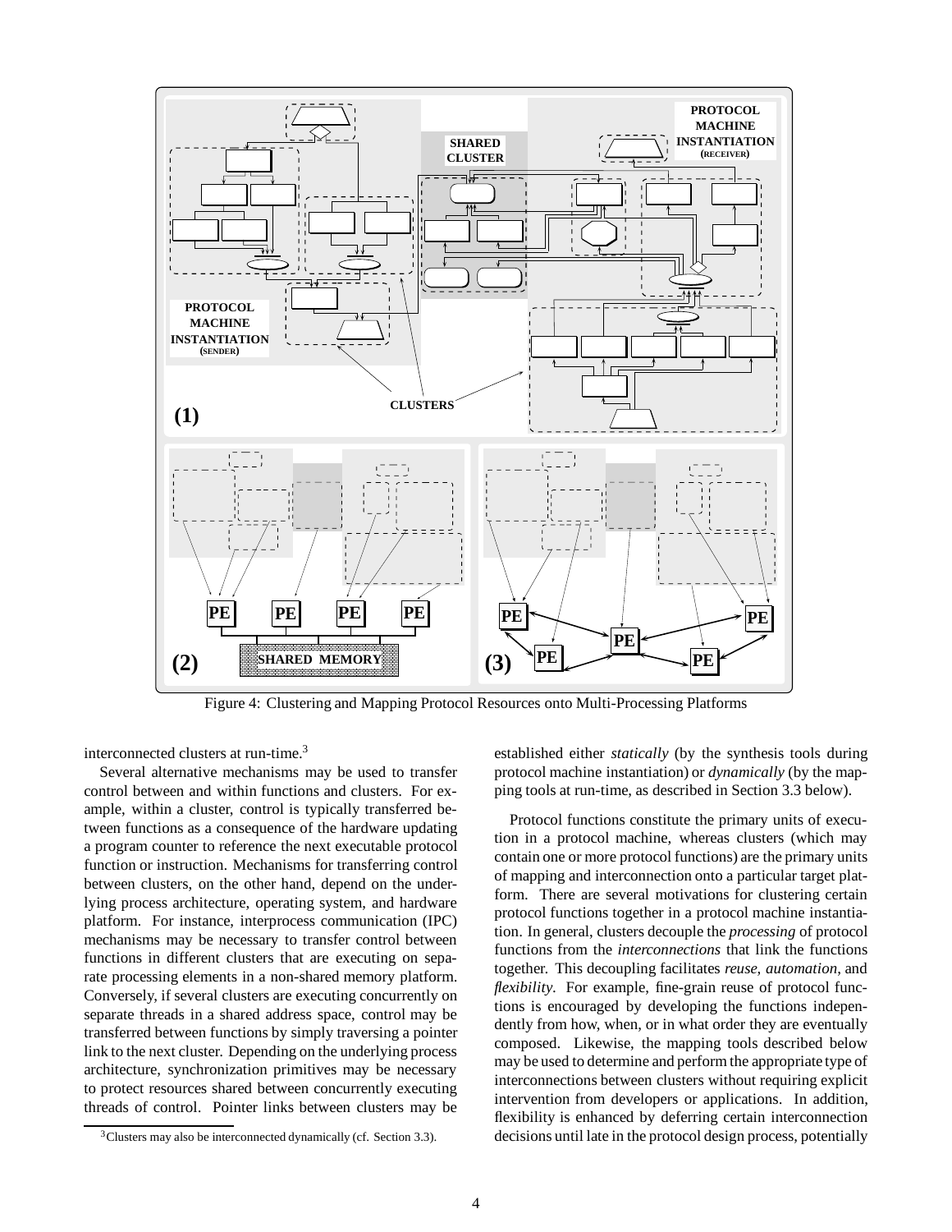Figure 4: Clustering and Mapping Protocol Resources onto Multi-Processing Platforms

interconnected clusters at run-time.[3]

Several alternative mechanisms may be used to transfer control between and within functions and clusters. For example, within a cluster, control is typically transferred between functions as a consequence of the hardware updating a program counter to reference the next executable protocol function or instruction. Mechanisms for transferring control between clusters, on the other hand, depend on the underlying process architecture, operating system, and hardware platform. For instance, interprocess communication (IPC) mechanisms may be necessary to transfer control between functions in different clusters that are executing on separate processing elements in a non-shared memory platform. Conversely, if several clusters are executing concurrently on separate threads in a shared address space, control may be transferred between functions by simply traversing a pointer link to the next cluster. Depending on the underlying process architecture, synchronization primitives may be necessary to protect resources shared between concurrently executing threads of control. Pointer links between clusters may be established either *statically* (by the synthesis tools during protocol machine instantiation) or *dynamically* (by the mapping tools at run-time, as described in Section 3.3 below).

Protocol functions constitute the primary units of execution in a protocol machine, whereas clusters (which may contain one or more protocol functions) are the primary units of mapping and interconnection onto a particular target platform. There are several motivations for clustering certain protocol functions together in a protocol machine instantiation. In general, clusters decouple the *processing* of protocol functions from the *interconnections* that link the functions together. This decoupling facilitates *reuse*, *automation*, and *flexibility*. For example, fine-grain reuse of protocol functions is encouraged by developing the functions independently from how, when, or in what order they are eventually composed. Likewise, the mapping tools described below may be used to determine and perform the appropriate type of interconnections between clusters without requiring explicit intervention from developers or applications. In addition, flexibility is enhanced by deferring certain interconnection decisions until late in the protocol design process, potentially

[3] Clusters may also be interconnected dynamically (cf. Section 3.3).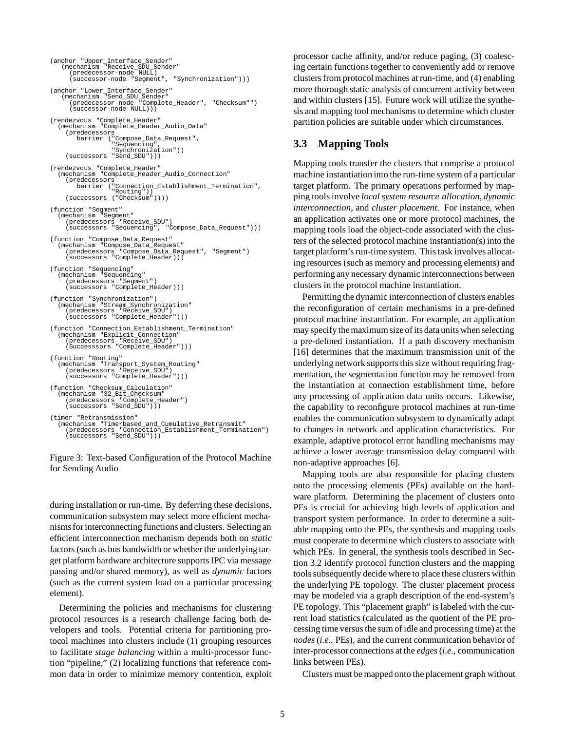```
(anchor "Upper_Interface_Sender"
   (mechanism "Receive_SDU_Sender"
     (predecessor-node NULL)
     (successor-node "Segment", "Synchronization")))

(anchor "Lower_Interface_Sender"
   (mechanism "Send_SDU_Sender"
     (predecessor-node "Complete_Header", "Checksum"")
     (successor-node NULL)))

(rendezvous "Complete_Header"
  (mechanism "Complete_Header_Audio_Data"
    (predecessors
       barrier ("Compose_Data_Request",
                "Sequencing",
                "Synchronization"))
    (successors "Send_SDU")))

(rendezvous "Complete_Header"
  (mechanism "Complete_Header_Audio_Connection"
    (predecessors
       barrier ("Connection_Establishment_Termination",
                "Routing"))
    (successors ("Checksum"))))

(function "Segment"
  (mechanism "Segment"
    (predecessors "Receive_SDU")
    (successors "Sequencing", "Compose_Data_Request")))

(function "Compose_Data_Request"
  (mechanism "Compose_Data_Request"
    (predecessors "Compose_Data_Request", "Segment")
    (successors "Complete_Header")))

(function "Sequencing"
  (mechanism "Sequencing"
    (predecessors "Segment")
    (successors "Complete_Header")))

(function "Synchronization")
  (mechanism "Stream_Synchronization"
    (predecessors "Receive_SDU")
    (successors "Complete_Header")))

(function "Connection_Establishment_Termination"
  (mechanism "Explicit_Connection"
    (predecessors "Receive_SDU")
    (Successsors "Complete_Header")))

(function "Routing"
  (mechanism "Transport_System_Routing"
    (predecessors "Receive_SDU")
    (successors "Complete_Header")))

(function "Checksum_Calculation"
  (mechanism "32_Bit_Checksum"
    (predecessors "Complete_Header")
    (successors "Send_SDU")))

(timer "Retransmission"
  (mechanism "Timerbased_and_Cumulative_Retransmit"
    (predecessors "Connection_Establishment_Termination")
    (successors "Send_SDU")))
```

Figure 3: Text-based Configuration of the Protocol Machine for Sending Audio

during installation or run-time. By deferring these decisions, communication subsystem may select more efficient mechanisms for interconnecting functions and clusters. Selecting an efficient interconnection mechanism depends both on *static* factors (such as bus bandwidth or whether the underlying target platform hardware architecture supports IPC via message passing and/or shared memory), as well as *dynamic* factors (such as the current system load on a particular processing element).

Determining the policies and mechanisms for clustering protocol resources is a research challenge facing both developers and tools. Potential criteria for partitioning protocol machines into clusters include (1) grouping resources to facilitate *stage balancing* within a multi-processor function "pipeline," (2) localizing functions that reference common data in order to minimize memory contention, exploit processor cache affinity, and/or reduce paging, (3) coalescing certain functions together to conveniently add or remove clusters from protocol machines at run-time, and (4) enabling more thorough static analysis of concurrent activity between and within clusters [15]. Future work will utilize the synthesis and mapping tool mechanisms to determine which cluster partition policies are suitable under which circumstances.

### 3.3 Mapping Tools

Mapping tools transfer the clusters that comprise a protocol machine instantiation into the run-time system of a particular target platform. The primary operations performed by mapping tools involve *local system resource allocation*, *dynamic interconnection*, and *cluster placement*. For instance, when an application activates one or more protocol machines, the mapping tools load the object-code associated with the clusters of the selected protocol machine instantiation(s) into the target platform's run-time system. This task involves allocating resources (such as memory and processing elements) and performing any necessary dynamic interconnections between clusters in the protocol machine instantiation.

Permitting the dynamic interconnection of clusters enables the reconfiguration of certain mechanisms in a pre-defined protocol machine instantiation. For example, an application may specify the maximum size of its data units when selecting a pre-defined instantiation. If a path discovery mechanism [16] determines that the maximum transmission unit of the underlying network supports this size without requiring fragmentation, the segmentation function may be removed from the instantiation at connection establishment time, before any processing of application data units occurs. Likewise, the capability to reconfigure protocol machines at run-time enables the communication subsystem to dynamically adapt to changes in network and application characteristics. For example, adaptive protocol error handling mechanisms may achieve a lower average transmission delay compared with non-adaptive approaches [6].

Mapping tools are also responsible for placing clusters onto the processing elements (PEs) available on the hardware platform. Determining the placement of clusters onto PEs is crucial for achieving high levels of application and transport system performance. In order to determine a suitable mapping onto the PEs, the synthesis and mapping tools must cooperate to determine which clusters to associate with which PEs. In general, the synthesis tools described in Section 3.2 identify protocol function clusters and the mapping tools subsequently decide where to place these clusters within the underlying PE topology. The cluster placement process may be modeled via a graph description of the end-system's PE topology. This "placement graph" is labeled with the current load statistics (calculated as the quotient of the PE processing time versus the sum of idle and processing time) at the *nodes* (*i.e.,* PEs), and the current communication behavior of inter-processor connections at the *edges* (*i.e.,* communication links between PEs).

Clusters must be mapped onto the placement graph without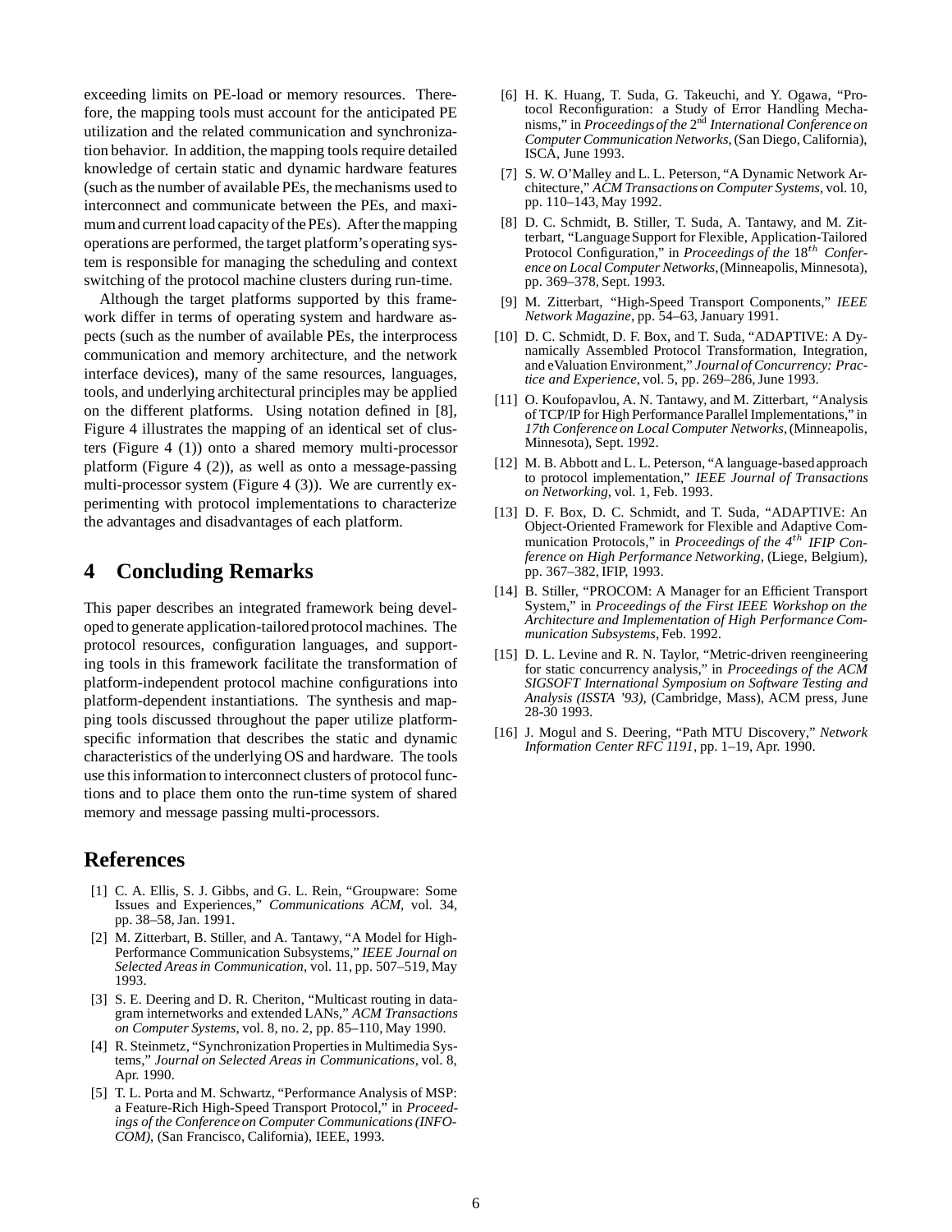exceeding limits on PE-load or memory resources. Therefore, the mapping tools must account for the anticipated PE utilization and the related communication and synchronization behavior. In addition, the mapping tools require detailed knowledge of certain static and dynamic hardware features (such as the number of available PEs, the mechanisms used to interconnect and communicate between the PEs, and maximum and current load capacity of the PEs). After the mapping operations are performed, the target platform's operating system is responsible for managing the scheduling and context switching of the protocol machine clusters during run-time.

Although the target platforms supported by this framework differ in terms of operating system and hardware aspects (such as the number of available PEs, the interprocess communication and memory architecture, and the network interface devices), many of the same resources, languages, tools, and underlying architectural principles may be applied on the different platforms. Using notation defined in [8], Figure 4 illustrates the mapping of an identical set of clusters (Figure 4 (1)) onto a shared memory multi-processor platform (Figure 4 (2)), as well as onto a message-passing multi-processor system (Figure 4 (3)). We are currently experimenting with protocol implementations to characterize the advantages and disadvantages of each platform.

# 4 Concluding Remarks

This paper describes an integrated framework being developed to generate application-tailored protocol machines. The protocol resources, configuration languages, and supporting tools in this framework facilitate the transformation of platform-independent protocol machine configurations into platform-dependent instantiations. The synthesis and mapping tools discussed throughout the paper utilize platform-specific information that describes the static and dynamic characteristics of the underlying OS and hardware. The tools use this information to interconnect clusters of protocol functions and to place them onto the run-time system of shared memory and message passing multi-processors.

# References

[1] C. A. Ellis, S. J. Gibbs, and G. L. Rein, "Groupware: Some Issues and Experiences," *Communications ACM*, vol. 34, pp. 38–58, Jan. 1991.

[2] M. Zitterbart, B. Stiller, and A. Tantawy, "A Model for High-Performance Communication Subsystems," *IEEE Journal on Selected Areas in Communication*, vol. 11, pp. 507–519, May 1993.

[3] S. E. Deering and D. R. Cheriton, "Multicast routing in datagram internetworks and extended LANs," *ACM Transactions on Computer Systems*, vol. 8, no. 2, pp. 85–110, May 1990.

[4] R. Steinmetz, "Synchronization Properties in Multimedia Systems," *Journal on Selected Areas in Communications*, vol. 8, Apr. 1990.

[5] T. L. Porta and M. Schwartz, "Performance Analysis of MSP: a Feature-Rich High-Speed Transport Protocol," in *Proceedings of the Conference on Computer Communications (INFOCOM)*, (San Francisco, California), IEEE, 1993.

[6] H. K. Huang, T. Suda, G. Takeuchi, and Y. Ogawa, "Protocol Reconfiguration: a Study of Error Handling Mechanisms," in *Proceedings of the* 2nd *International Conference on Computer Communication Networks*, (San Diego, California), ISCA, June 1993.

[7] S. W. O'Malley and L. L. Peterson, "A Dynamic Network Architecture," *ACM Transactions on Computer Systems*, vol. 10, pp. 110–143, May 1992.

[8] D. C. Schmidt, B. Stiller, T. Suda, A. Tantawy, and M. Zitterbart, "Language Support for Flexible, Application-Tailored Protocol Configuration," in *Proceedings of the* $18^{th}$ *Conference on Local Computer Networks*, (Minneapolis, Minnesota), pp. 369–378, Sept. 1993.

[9] M. Zitterbart, "High-Speed Transport Components," *IEEE Network Magazine*, pp. 54–63, January 1991.

[10] D. C. Schmidt, D. F. Box, and T. Suda, "ADAPTIVE: A Dynamically Assembled Protocol Transformation, Integration, and eValuation Environment," *Journal of Concurrency: Practice and Experience*, vol. 5, pp. 269–286, June 1993.

[11] O. Koufopavlou, A. N. Tantawy, and M. Zitterbart, "Analysis of TCP/IP for High Performance Parallel Implementations," in *17th Conference on Local Computer Networks*, (Minneapolis, Minnesota), Sept. 1992.

[12] M. B. Abbott and L. L. Peterson, "A language-based approach to protocol implementation," *IEEE Journal of Transactions on Networking*, vol. 1, Feb. 1993.

[13] D. F. Box, D. C. Schmidt, and T. Suda, "ADAPTIVE: An Object-Oriented Framework for Flexible and Adaptive Communication Protocols," in *Proceedings of the* $4^{th}$ *IFIP Conference on High Performance Networking*, (Liege, Belgium), pp. 367–382, IFIP, 1993.

[14] B. Stiller, "PROCOM: A Manager for an Efficient Transport System," in *Proceedings of the First IEEE Workshop on the Architecture and Implementation of High Performance Communication Subsystems*, Feb. 1992.

[15] D. L. Levine and R. N. Taylor, "Metric-driven reengineering for static concurrency analysis," in *Proceedings of the ACM SIGSOFT International Symposium on Software Testing and Analysis (ISSTA '93)*, (Cambridge, Mass), ACM press, June 28-30 1993.

[16] J. Mogul and S. Deering, "Path MTU Discovery," *Network Information Center RFC 1191*, pp. 1–19, Apr. 1990.